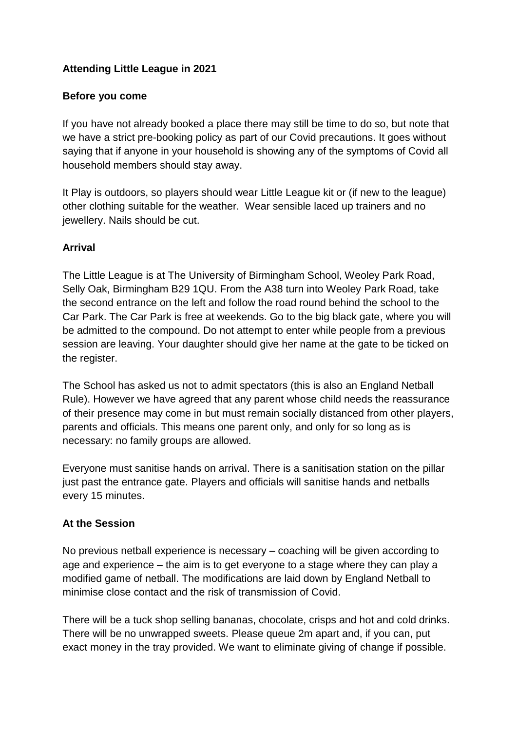**Attending Little League in 2021**

**Before you come**

If you have not already booked a place there may still be time to do so, but note that we have a strict pre-booking policy as part of our Covid precautions. It goes without saying that if anyone in your household is showing any of the symptoms of Covid all household members should stay away.

It Play is outdoors, so players should wear Little League kit or (if new to the league) other clothing suitable for the weather. Wear sensible laced up trainers and no jewellery. Nails should be cut.

**Arrival**

The Little League is at The University of Birmingham School, Weoley Park Road, Selly Oak, Birmingham B29 1QU. From the A38 turn into Weoley Park Road, take the second entrance on the left and follow the road round behind the school to the Car Park. The Car Park is free at weekends. Go to the big black gate, where you will be admitted to the compound. Do not attempt to enter while people from a previous session are leaving. Your daughter should give her name at the gate to be ticked on the register.

The School has asked us not to admit spectators (this is also an England Netball Rule). However we have agreed that any parent whose child needs the reassurance of their presence may come in but must remain socially distanced from other players, parents and officials. This means one parent only, and only for so long as is necessary: no family groups are allowed.

Everyone must sanitise hands on arrival. There is a sanitisation station on the pillar just past the entrance gate. Players and officials will sanitise hands and netballs every 15 minutes.

**At the Session**

No previous netball experience is necessary – coaching will be given according to age and experience – the aim is to get everyone to a stage where they can play a modified game of netball. The modifications are laid down by England Netball to minimise close contact and the risk of transmission of Covid.

There will be a tuck shop selling bananas, chocolate, crisps and hot and cold drinks. There will be no unwrapped sweets. Please queue 2m apart and, if you can, put exact money in the tray provided. We want to eliminate giving of change if possible.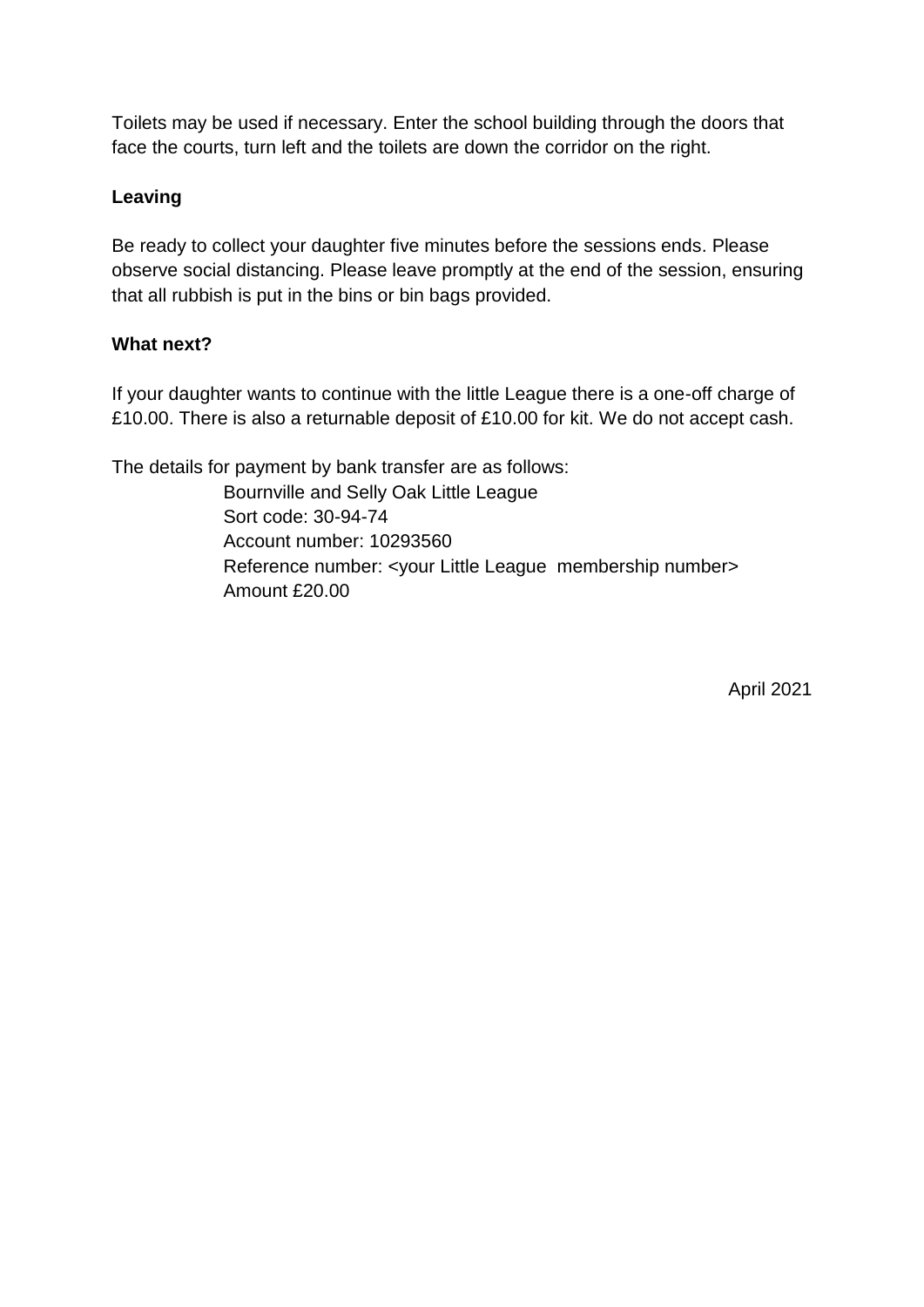Toilets may be used if necessary. Enter the school building through the doors that face the courts, turn left and the toilets are down the corridor on the right.

**Leaving**

Be ready to collect your daughter five minutes before the sessions ends. Please observe social distancing. Please leave promptly at the end of the session, ensuring that all rubbish is put in the bins or bin bags provided.

**What next?**

If your daughter wants to continue with the little League there is a one-off charge of £10.00. There is also a returnable deposit of £10.00 for kit. We do not accept cash.

The details for payment by bank transfer are as follows:

Bournville and Selly Oak Little League
Sort code: 30-94-74
Account number: 10293560
Reference number: <your Little League membership number>
Amount £20.00

April 2021